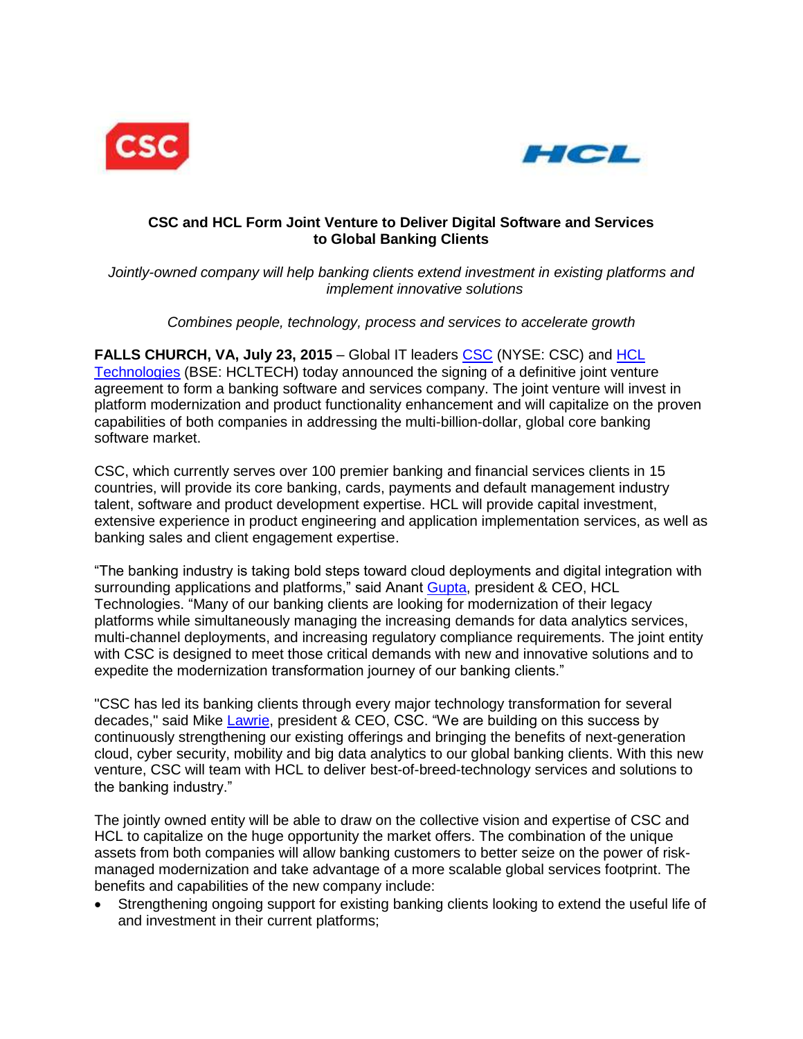CSC HCL

**CSC and HCL Form Joint Venture to Deliver Digital Software and Services to Global Banking Clients**

*Jointly-owned company will help banking clients extend investment in existing platforms and implement innovative solutions*

*Combines people, technology, process and services to accelerate growth*

**FALLS CHURCH, VA, July 23, 2015** – Global IT leaders CSC (NYSE: CSC) and HCL Technologies (BSE: HCLTECH) today announced the signing of a definitive joint venture agreement to form a banking software and services company. The joint venture will invest in platform modernization and product functionality enhancement and will capitalize on the proven capabilities of both companies in addressing the multi-billion-dollar, global core banking software market.

CSC, which currently serves over 100 premier banking and financial services clients in 15 countries, will provide its core banking, cards, payments and default management industry talent, software and product development expertise. HCL will provide capital investment, extensive experience in product engineering and application implementation services, as well as banking sales and client engagement expertise.

"The banking industry is taking bold steps toward cloud deployments and digital integration with surrounding applications and platforms," said Anant Gupta, president & CEO, HCL Technologies. "Many of our banking clients are looking for modernization of their legacy platforms while simultaneously managing the increasing demands for data analytics services, multi-channel deployments, and increasing regulatory compliance requirements. The joint entity with CSC is designed to meet those critical demands with new and innovative solutions and to expedite the modernization transformation journey of our banking clients."

"CSC has led its banking clients through every major technology transformation for several decades," said Mike Lawrie, president & CEO, CSC. "We are building on this success by continuously strengthening our existing offerings and bringing the benefits of next-generation cloud, cyber security, mobility and big data analytics to our global banking clients. With this new venture, CSC will team with HCL to deliver best-of-breed-technology services and solutions to the banking industry."

The jointly owned entity will be able to draw on the collective vision and expertise of CSC and HCL to capitalize on the huge opportunity the market offers. The combination of the unique assets from both companies will allow banking customers to better seize on the power of risk-managed modernization and take advantage of a more scalable global services footprint. The benefits and capabilities of the new company include:

- Strengthening ongoing support for existing banking clients looking to extend the useful life of and investment in their current platforms;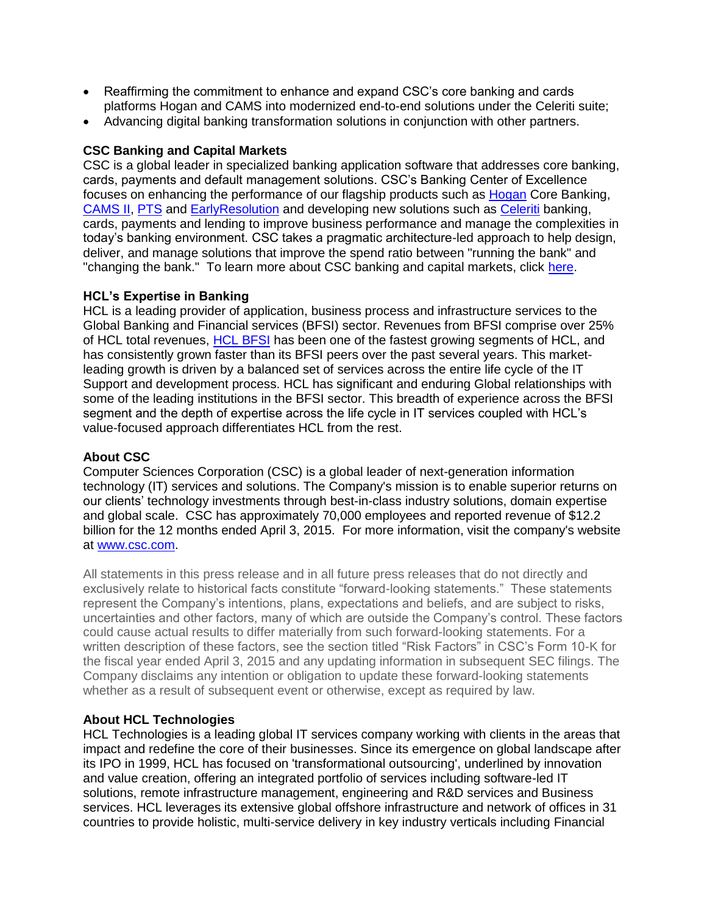- Reaffirming the commitment to enhance and expand CSC's core banking and cards platforms Hogan and CAMS into modernized end-to-end solutions under the Celeriti suite;
- Advancing digital banking transformation solutions in conjunction with other partners.

**CSC Banking and Capital Markets**

CSC is a global leader in specialized banking application software that addresses core banking, cards, payments and default management solutions. CSC's Banking Center of Excellence focuses on enhancing the performance of our flagship products such as Hogan Core Banking, CAMS II, PTS and EarlyResolution and developing new solutions such as Celeriti banking, cards, payments and lending to improve business performance and manage the complexities in today's banking environment. CSC takes a pragmatic architecture-led approach to help design, deliver, and manage solutions that improve the spend ratio between "running the bank" and "changing the bank." To learn more about CSC banking and capital markets, click here.

**HCL's Expertise in Banking**

HCL is a leading provider of application, business process and infrastructure services to the Global Banking and Financial services (BFSI) sector. Revenues from BFSI comprise over 25% of HCL total revenues, HCL BFSI has been one of the fastest growing segments of HCL, and has consistently grown faster than its BFSI peers over the past several years. This market-leading growth is driven by a balanced set of services across the entire life cycle of the IT Support and development process. HCL has significant and enduring Global relationships with some of the leading institutions in the BFSI sector. This breadth of experience across the BFSI segment and the depth of expertise across the life cycle in IT services coupled with HCL's value-focused approach differentiates HCL from the rest.

**About CSC**

Computer Sciences Corporation (CSC) is a global leader of next-generation information technology (IT) services and solutions. The Company's mission is to enable superior returns on our clients' technology investments through best-in-class industry solutions, domain expertise and global scale. CSC has approximately 70,000 employees and reported revenue of $12.2 billion for the 12 months ended April 3, 2015. For more information, visit the company's website at www.csc.com.

All statements in this press release and in all future press releases that do not directly and exclusively relate to historical facts constitute "forward-looking statements." These statements represent the Company's intentions, plans, expectations and beliefs, and are subject to risks, uncertainties and other factors, many of which are outside the Company's control. These factors could cause actual results to differ materially from such forward-looking statements. For a written description of these factors, see the section titled "Risk Factors" in CSC's Form 10-K for the fiscal year ended April 3, 2015 and any updating information in subsequent SEC filings. The Company disclaims any intention or obligation to update these forward-looking statements whether as a result of subsequent event or otherwise, except as required by law.

**About HCL Technologies**

HCL Technologies is a leading global IT services company working with clients in the areas that impact and redefine the core of their businesses. Since its emergence on global landscape after its IPO in 1999, HCL has focused on 'transformational outsourcing', underlined by innovation and value creation, offering an integrated portfolio of services including software-led IT solutions, remote infrastructure management, engineering and R&D services and Business services. HCL leverages its extensive global offshore infrastructure and network of offices in 31 countries to provide holistic, multi-service delivery in key industry verticals including Financial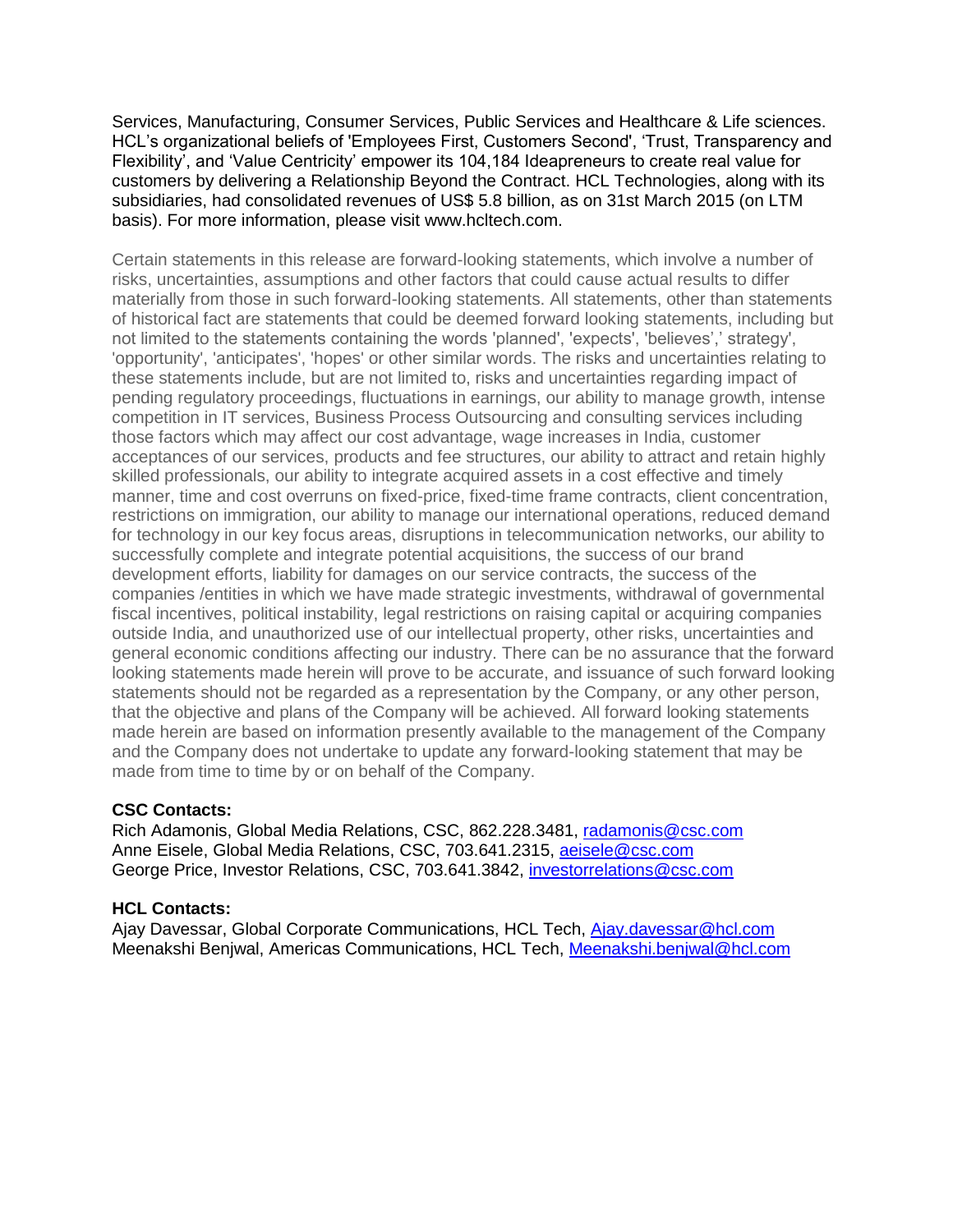Services, Manufacturing, Consumer Services, Public Services and Healthcare & Life sciences. HCL's organizational beliefs of 'Employees First, Customers Second', 'Trust, Transparency and Flexibility', and 'Value Centricity' empower its 104,184 Ideapreneurs to create real value for customers by delivering a Relationship Beyond the Contract. HCL Technologies, along with its subsidiaries, had consolidated revenues of US$ 5.8 billion, as on 31st March 2015 (on LTM basis). For more information, please visit www.hcltech.com.

Certain statements in this release are forward-looking statements, which involve a number of risks, uncertainties, assumptions and other factors that could cause actual results to differ materially from those in such forward-looking statements. All statements, other than statements of historical fact are statements that could be deemed forward looking statements, including but not limited to the statements containing the words 'planned', 'expects', 'believes',' strategy', 'opportunity', 'anticipates', 'hopes' or other similar words. The risks and uncertainties relating to these statements include, but are not limited to, risks and uncertainties regarding impact of pending regulatory proceedings, fluctuations in earnings, our ability to manage growth, intense competition in IT services, Business Process Outsourcing and consulting services including those factors which may affect our cost advantage, wage increases in India, customer acceptances of our services, products and fee structures, our ability to attract and retain highly skilled professionals, our ability to integrate acquired assets in a cost effective and timely manner, time and cost overruns on fixed-price, fixed-time frame contracts, client concentration, restrictions on immigration, our ability to manage our international operations, reduced demand for technology in our key focus areas, disruptions in telecommunication networks, our ability to successfully complete and integrate potential acquisitions, the success of our brand development efforts, liability for damages on our service contracts, the success of the companies /entities in which we have made strategic investments, withdrawal of governmental fiscal incentives, political instability, legal restrictions on raising capital or acquiring companies outside India, and unauthorized use of our intellectual property, other risks, uncertainties and general economic conditions affecting our industry. There can be no assurance that the forward looking statements made herein will prove to be accurate, and issuance of such forward looking statements should not be regarded as a representation by the Company, or any other person, that the objective and plans of the Company will be achieved. All forward looking statements made herein are based on information presently available to the management of the Company and the Company does not undertake to update any forward-looking statement that may be made from time to time by or on behalf of the Company.

**CSC Contacts:**
Rich Adamonis, Global Media Relations, CSC, 862.228.3481, radamonis@csc.com
Anne Eisele, Global Media Relations, CSC, 703.641.2315, aeisele@csc.com
George Price, Investor Relations, CSC, 703.641.3842, investorrelations@csc.com

**HCL Contacts:**
Ajay Davessar, Global Corporate Communications, HCL Tech, Ajay.davessar@hcl.com
Meenakshi Benjwal, Americas Communications, HCL Tech, Meenakshi.benjwal@hcl.com